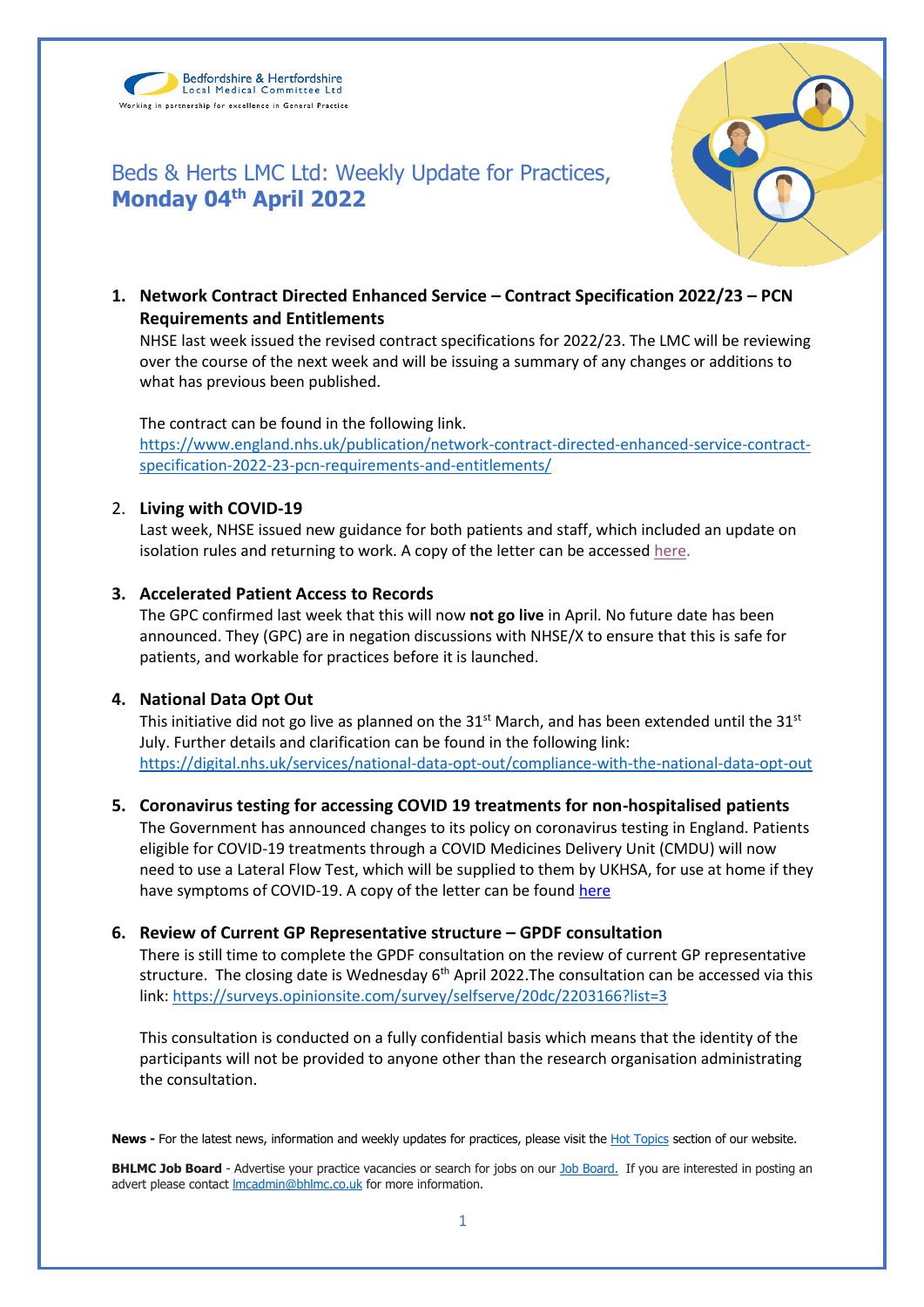Bedfordshire & Hertfordshire
Local Medical Committee Ltd
Working in partnership for excellence in General Practice

# Beds & Herts LMC Ltd: Weekly Update for Practices, **Monday 04th April 2022**

1. **Network Contract Directed Enhanced Service – Contract Specification 2022/23 – PCN Requirements and Entitlements**
   NHSE last week issued the revised contract specifications for 2022/23. The LMC will be reviewing over the course of the next week and will be issuing a summary of any changes or additions to what has previous been published.

   The contract can be found in the following link.
   https://www.england.nhs.uk/publication/network-contract-directed-enhanced-service-contract-specification-2022-23-pcn-requirements-and-entitlements/

2. **Living with COVID-19**
   Last week, NHSE issued new guidance for both patients and staff, which included an update on isolation rules and returning to work. A copy of the letter can be accessed here.

3. **Accelerated Patient Access to Records**
   The GPC confirmed last week that this will now **not go live** in April. No future date has been announced. They (GPC) are in negation discussions with NHSE/X to ensure that this is safe for patients, and workable for practices before it is launched.

4. **National Data Opt Out**
   This initiative did not go live as planned on the 31st March, and has been extended until the 31st July. Further details and clarification can be found in the following link:
   https://digital.nhs.uk/services/national-data-opt-out/compliance-with-the-national-data-opt-out

5. **Coronavirus testing for accessing COVID 19 treatments for non-hospitalised patients**
   The Government has announced changes to its policy on coronavirus testing in England. Patients eligible for COVID-19 treatments through a COVID Medicines Delivery Unit (CMDU) will now need to use a Lateral Flow Test, which will be supplied to them by UKHSA, for use at home if they have symptoms of COVID-19. A copy of the letter can be found here

6. **Review of Current GP Representative structure – GPDF consultation**
   There is still time to complete the GPDF consultation on the review of current GP representative structure. The closing date is Wednesday 6th April 2022.The consultation can be accessed via this link: https://surveys.opinionsite.com/survey/selfserve/20dc/2203166?list=3

   This consultation is conducted on a fully confidential basis which means that the identity of the participants will not be provided to anyone other than the research organisation administrating the consultation.

**News -** For the latest news, information and weekly updates for practices, please visit the Hot Topics section of our website.

**BHLMC Job Board** - Advertise your practice vacancies or search for jobs on our Job Board. If you are interested in posting an advert please contact lmcadmin@bhlmc.co.uk for more information.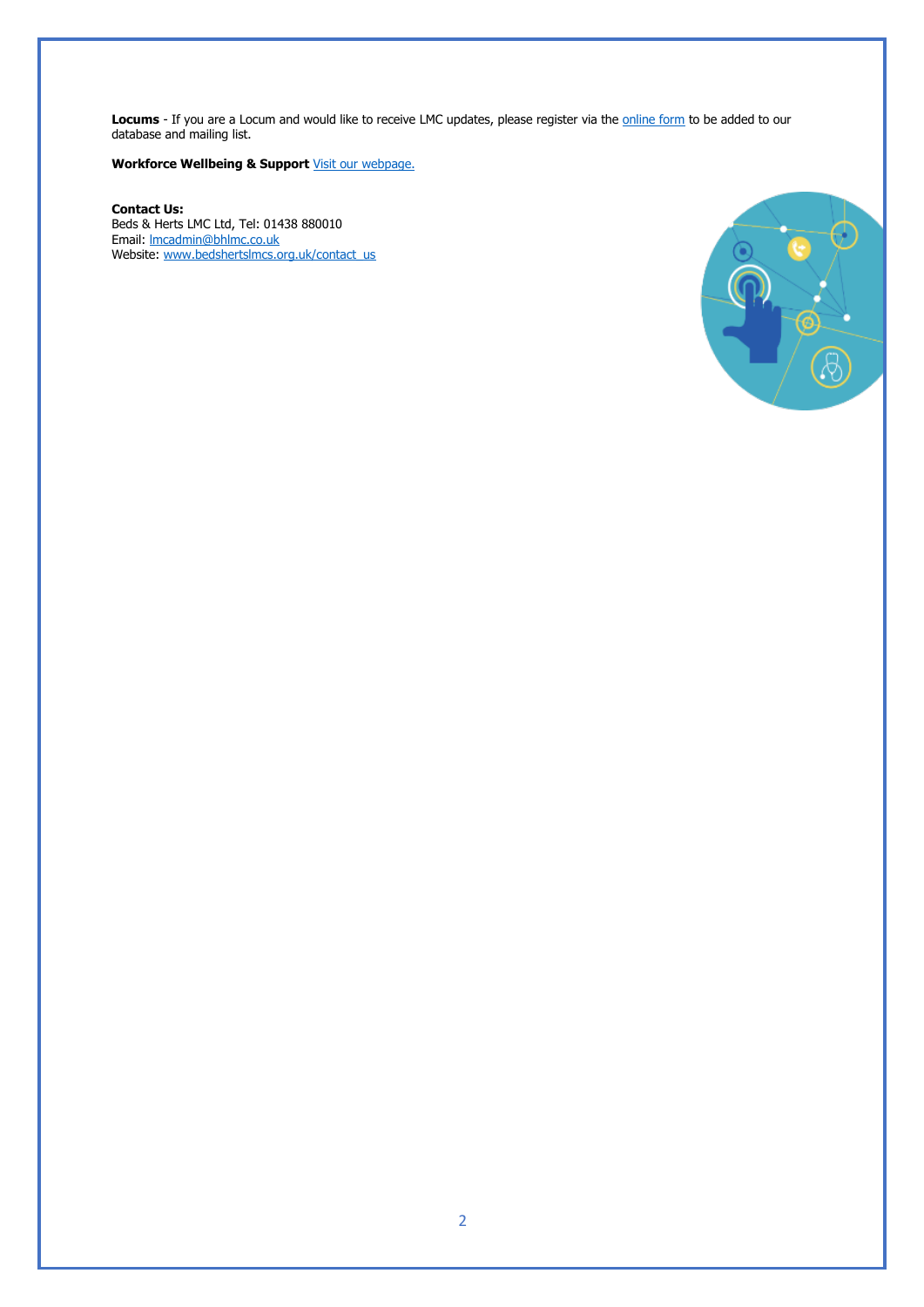**Locums** - If you are a Locum and would like to receive LMC updates, please register via the online form to be added to our database and mailing list.

**Workforce Wellbeing & Support** Visit our webpage.

**Contact Us:**
Beds & Herts LMC Ltd, Tel: 01438 880010
Email: lmcadmin@bhlmc.co.uk
Website: www.bedshertslmcs.org.uk/contact_us